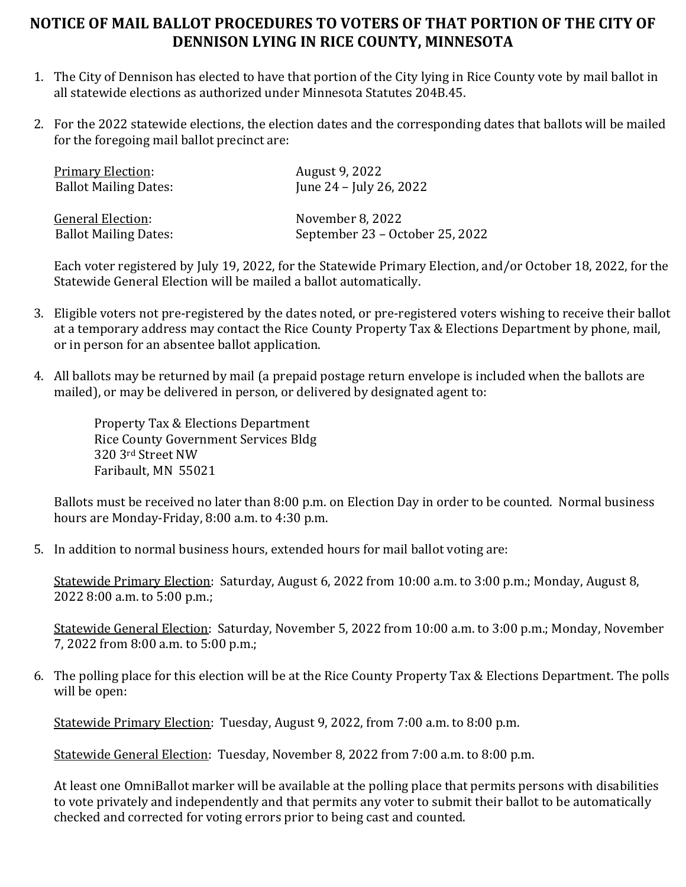# NOTICE OF MAIL BALLOT PROCEDURES TO VOTERS OF THAT PORTION OF THE CITY OF DENNISON LYING IN RICE COUNTY, MINNESOTA

1. The City of Dennison has elected to have that portion of the City lying in Rice County vote by mail ballot in all statewide elections as authorized under Minnesota Statutes 204B.45.

2. For the 2022 statewide elections, the election dates and the corresponding dates that ballots will be mailed for the foregoing mail ballot precinct are:

   <u>Primary Election</u>: August 9, 2022
   Ballot Mailing Dates: June 24 – July 26, 2022

   <u>General Election</u>: November 8, 2022
   Ballot Mailing Dates: September 23 – October 25, 2022

   Each voter registered by July 19, 2022, for the Statewide Primary Election, and/or October 18, 2022, for the Statewide General Election will be mailed a ballot automatically.

3. Eligible voters not pre-registered by the dates noted, or pre-registered voters wishing to receive their ballot at a temporary address may contact the Rice County Property Tax & Elections Department by phone, mail, or in person for an absentee ballot application.

4. All ballots may be returned by mail (a prepaid postage return envelope is included when the ballots are mailed), or may be delivered in person, or delivered by designated agent to:

   Property Tax & Elections Department
   Rice County Government Services Bldg
   320 3rd Street NW
   Faribault, MN 55021

   Ballots must be received no later than 8:00 p.m. on Election Day in order to be counted. Normal business hours are Monday-Friday, 8:00 a.m. to 4:30 p.m.

5. In addition to normal business hours, extended hours for mail ballot voting are:

   <u>Statewide Primary Election</u>: Saturday, August 6, 2022 from 10:00 a.m. to 3:00 p.m.; Monday, August 8, 2022 8:00 a.m. to 5:00 p.m.;

   <u>Statewide General Election</u>: Saturday, November 5, 2022 from 10:00 a.m. to 3:00 p.m.; Monday, November 7, 2022 from 8:00 a.m. to 5:00 p.m.;

6. The polling place for this election will be at the Rice County Property Tax & Elections Department. The polls will be open:

   <u>Statewide Primary Election</u>: Tuesday, August 9, 2022, from 7:00 a.m. to 8:00 p.m.

   <u>Statewide General Election</u>: Tuesday, November 8, 2022 from 7:00 a.m. to 8:00 p.m.

   At least one OmniBallot marker will be available at the polling place that permits persons with disabilities to vote privately and independently and that permits any voter to submit their ballot to be automatically checked and corrected for voting errors prior to being cast and counted.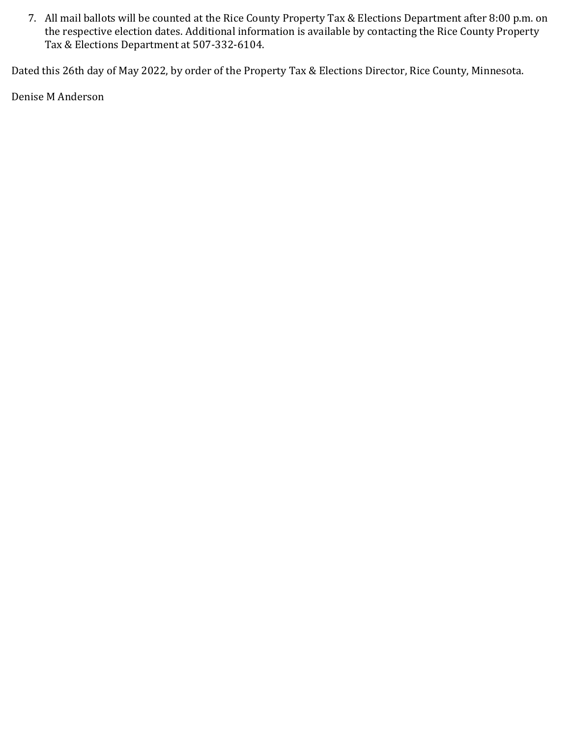7. All mail ballots will be counted at the Rice County Property Tax & Elections Department after 8:00 p.m. on the respective election dates. Additional information is available by contacting the Rice County Property Tax & Elections Department at 507-332-6104.

Dated this 26th day of May 2022, by order of the Property Tax & Elections Director, Rice County, Minnesota.

Denise M Anderson